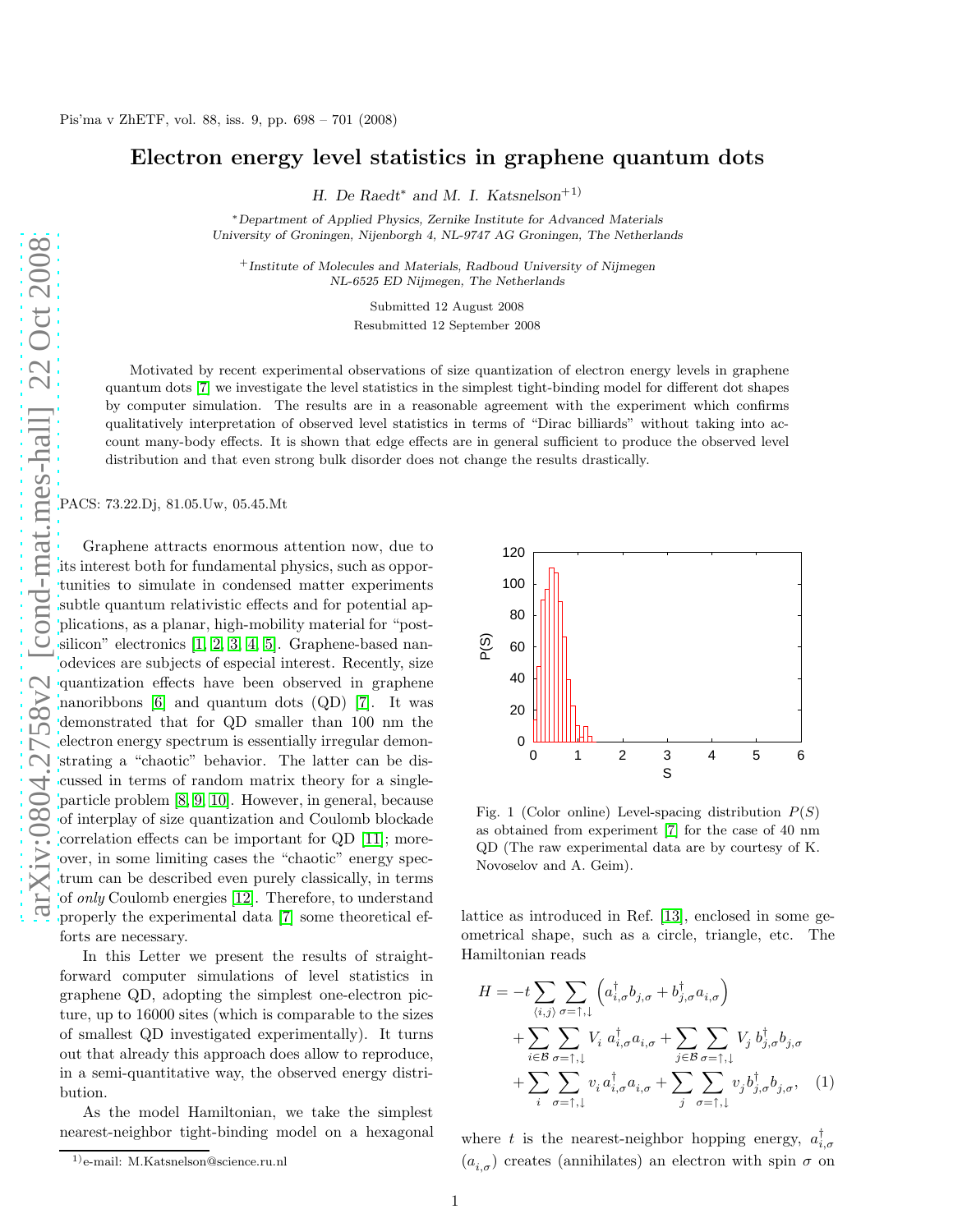# Electron energy level statistics in graphene quantum dots

*H. De Raedt*[\*] *and M. I. Katsnelson*[+1)]

[\*]*Department of Applied Physics, Zernike Institute for Advanced Materials University of Groningen, Nijenborgh 4, NL-9747 AG Groningen, The Netherlands*

[+]*Institute of Molecules and Materials, Radboud University of Nijmegen NL-6525 ED Nijmegen, The Netherlands*

Submitted 12 August 2008

Resubmitted 12 September 2008

Motivated by recent experimental observations of size quantization of electron energy levels in graphene quantum dots [7] we investigate the level statistics in the simplest tight-binding model for different dot shapes by computer simulation. The results are in a reasonable agreement with the experiment which confirms qualitatively interpretation of observed level statistics in terms of "Dirac billiards" without taking into account many-body effects. It is shown that edge effects are in general sufficient to produce the observed level distribution and that even strong bulk disorder does not change the results drastically.

PACS: 73.22.Dj, 81.05.Uw, 05.45.Mt

Graphene attracts enormous attention now, due to its interest both for fundamental physics, such as opportunities to simulate in condensed matter experiments subtle quantum relativistic effects and for potential applications, as a planar, high-mobility material for "post-silicon" electronics [1, 2, 3, 4, 5]. Graphene-based nanodevices are subjects of especial interest. Recently, size quantization effects have been observed in graphene nanoribbons [6] and quantum dots (QD) [7]. It was demonstrated that for QD smaller than 100 nm the electron energy spectrum is essentially irregular demonstrating a "chaotic" behavior. The latter can be discussed in terms of random matrix theory for a single-particle problem [8, 9, 10]. However, in general, because of interplay of size quantization and Coulomb blockade correlation effects can be important for QD [11]; moreover, in some limiting cases the "chaotic" energy spectrum can be described even purely classically, in terms of *only* Coulomb energies [12]. Therefore, to understand properly the experimental data [7] some theoretical efforts are necessary.

In this Letter we present the results of straightforward computer simulations of level statistics in graphene QD, adopting the simplest one-electron picture, up to 16000 sites (which is comparable to the sizes of smallest QD investigated experimentally). It turns out that already this approach does allow to reproduce, in a semi-quantitative way, the observed energy distribution.

As the model Hamiltonian, we take the simplest nearest-neighbor tight-binding model on a hexagonal lattice as introduced in Ref. [13], enclosed in some geometrical shape, such as a circle, triangle, etc. The Hamiltonian reads

P(S)

120
100
80
60
40
20
0

0 1 2 3 4 5 6

S

Fig. 1 (Color online) Level-spacing distribution $P(S)$ as obtained from experiment [7] for the case of 40 nm QD (The raw experimental data are by courtesy of K. Novoselov and A. Geim).

$$
\begin{aligned}
H = &-t \sum_{\langle i,j \rangle} \sum_{\sigma=\uparrow,\downarrow} \left( a^\dagger_{i,\sigma} b_{j,\sigma} + b^\dagger_{j,\sigma} a_{i,\sigma} \right) \\
&+ \sum_{i\in\mathcal{B}} \sum_{\sigma=\uparrow,\downarrow} V_i \, a^\dagger_{i,\sigma} a_{i,\sigma} + \sum_{j\in\mathcal{B}} \sum_{\sigma=\uparrow,\downarrow} V_j \, b^\dagger_{j,\sigma} b_{j,\sigma} \\
&+ \sum_{i} \sum_{\sigma=\uparrow,\downarrow} v_i \, a^\dagger_{i,\sigma} a_{i,\sigma} + \sum_{j} \sum_{\sigma=\uparrow,\downarrow} v_j \, b^\dagger_{j,\sigma} b_{j,\sigma}, \quad (1)
\end{aligned}
$$

where $t$ is the nearest-neighbor hopping energy, $a^\dagger_{i,\sigma}$ ($a_{i,\sigma}$) creates (annihilates) an electron with spin $\sigma$ on

[1)] e-mail: M.Katsnelson@science.ru.nl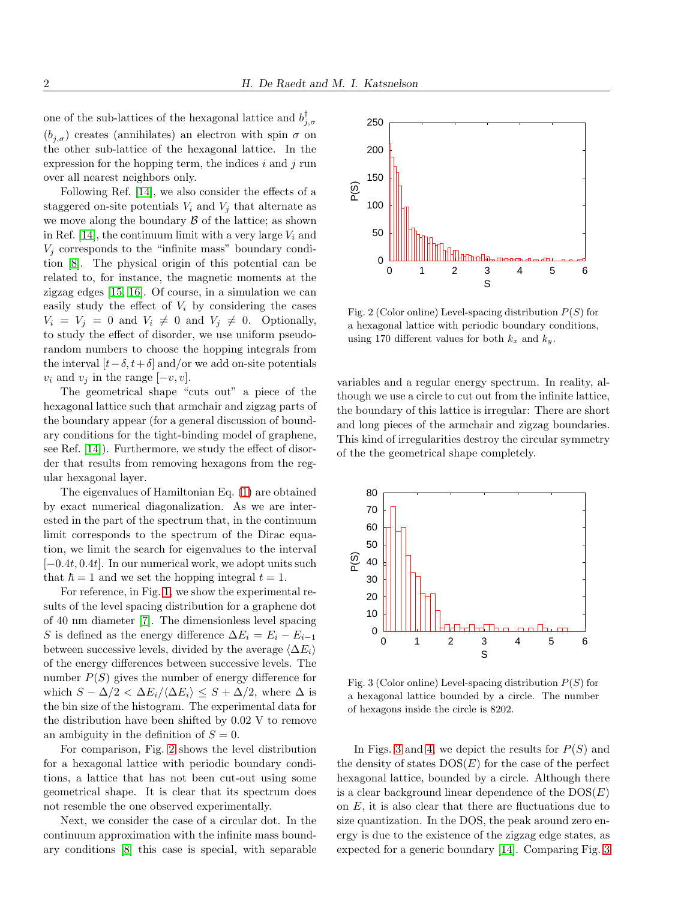one of the sub-lattices of the hexagonal lattice and $b_{j,\sigma}^\dagger$ ($b_{j,\sigma}$) creates (annihilates) an electron with spin $\sigma$ on the other sub-lattice of the hexagonal lattice. In the expression for the hopping term, the indices $i$ and $j$ run over all nearest neighbors only.

Following Ref. [14], we also consider the effects of a staggered on-site potentials $V_i$ and $V_j$ that alternate as we move along the boundary $\mathcal{B}$ of the lattice; as shown in Ref. [14], the continuum limit with a very large $V_i$ and $V_j$ corresponds to the "infinite mass" boundary condition [8]. The physical origin of this potential can be related to, for instance, the magnetic moments at the zigzag edges [15, 16]. Of course, in a simulation we can easily study the effect of $V_i$ by considering the cases $V_i = V_j = 0$ and $V_i \neq 0$ and $V_j \neq 0$. Optionally, to study the effect of disorder, we use uniform pseudo-random numbers to choose the hopping integrals from the interval $[t-\delta, t+\delta]$ and/or we add on-site potentials $v_i$ and $v_j$ in the range $[-v, v]$.

The geometrical shape "cuts out" a piece of the hexagonal lattice such that armchair and zigzag parts of the boundary appear (for a general discussion of boundary conditions for the tight-binding model of graphene, see Ref. [14]). Furthermore, we study the effect of disorder that results from removing hexagons from the regular hexagonal layer.

The eigenvalues of Hamiltonian Eq. (1) are obtained by exact numerical diagonalization. As we are interested in the part of the spectrum that, in the continuum limit corresponds to the spectrum of the Dirac equation, we limit the search for eigenvalues to the interval $[-0.4t, 0.4t]$. In our numerical work, we adopt units such that $\hbar = 1$ and we set the hopping integral $t = 1$.

For reference, in Fig. 1, we show the experimental results of the level spacing distribution for a graphene dot of 40 nm diameter [7]. The dimensionless level spacing $S$ is defined as the energy difference $\Delta E_i = E_i - E_{i-1}$ between successive levels, divided by the average $\langle \Delta E_i \rangle$ of the energy differences between successive levels. The number $P(S)$ gives the number of energy difference for which $S - \Delta/2 < \Delta E_i / \langle \Delta E_i \rangle \leq S + \Delta/2$, where $\Delta$ is the bin size of the histogram. The experimental data for the distribution have been shifted by 0.02 V to remove an ambiguity in the definition of $S = 0$.

For comparison, Fig. 2 shows the level distribution for a hexagonal lattice with periodic boundary conditions, a lattice that has not been cut-out using some geometrical shape. It is clear that its spectrum does not resemble the one observed experimentally.

Next, we consider the case of a circular dot. In the continuum approximation with the infinite mass boundary conditions [8] this case is special, with separable variables and a regular energy spectrum. In reality, although we use a circle to cut out from the infinite lattice, the boundary of this lattice is irregular: There are short and long pieces of the armchair and zigzag boundaries. This kind of irregularities destroy the circular symmetry of the the geometrical shape completely.

250
200
150
100
50
0
P(S)
0 1 2 3 4 5 6
S

Fig. 2 (Color online) Level-spacing distribution $P(S)$ for a hexagonal lattice with periodic boundary conditions, using 170 different values for both $k_x$ and $k_y$.

80
70
60
50
40
30
20
10
0
P(S)
0 1 2 3 4 5 6
S

Fig. 3 (Color online) Level-spacing distribution $P(S)$ for a hexagonal lattice bounded by a circle. The number of hexagons inside the circle is 8202.

In Figs. 3 and 4, we depict the results for $P(S)$ and the density of states DOS($E$) for the case of the perfect hexagonal lattice, bounded by a circle. Although there is a clear background linear dependence of the DOS($E$) on $E$, it is also clear that there are fluctuations due to size quantization. In the DOS, the peak around zero energy is due to the existence of the zigzag edge states, as expected for a generic boundary [14]. Comparing Fig. 3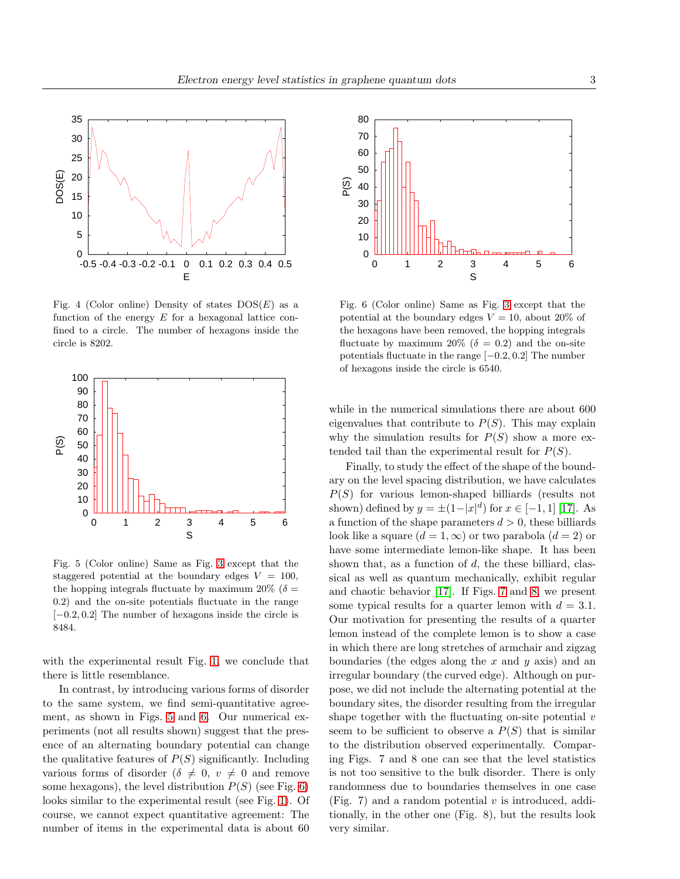DOS(E)

35
30
25
20
15
10
5
0

-0.5 -0.4 -0.3 -0.2 -0.1 0 0.1 0.2 0.3 0.4 0.5

E

Fig. 4 (Color online) Density of states DOS($E$) as a function of the energy $E$ for a hexagonal lattice confined to a circle. The number of hexagons inside the circle is 8202.

P(S)

100
90
80
70
60
50
40
30
20
10
0

0 1 2 3 4 5 6

S

Fig. 5 (Color online) Same as Fig. 3 except that the staggered potential at the boundary edges $V = 100$, the hopping integrals fluctuate by maximum 20% ($\delta = 0.2$) and the on-site potentials fluctuate in the range $[-0.2, 0.2]$ The number of hexagons inside the circle is 8484.

with the experimental result Fig. 1, we conclude that there is little resemblance.

In contrast, by introducing various forms of disorder to the same system, we find semi-quantitative agreement, as shown in Figs. 5 and 6. Our numerical experiments (not all results shown) suggest that the presence of an alternating boundary potential can change the qualitative features of $P(S)$ significantly. Including various forms of disorder ($\delta \neq 0$, $v \neq 0$ and remove some hexagons), the level distribution $P(S)$ (see Fig. 6) looks similar to the experimental result (see Fig. 1). Of course, we cannot expect quantitative agreement: The number of items in the experimental data is about 60

P(S)

80
70
60
50
40
30
20
10
0

0 1 2 3 4 5 6

S

Fig. 6 (Color online) Same as Fig. 3 except that the potential at the boundary edges $V = 10$, about 20% of the hexagons have been removed, the hopping integrals fluctuate by maximum 20% ($\delta = 0.2$) and the on-site potentials fluctuate in the range $[-0.2, 0.2]$ The number of hexagons inside the circle is 6540.

while in the numerical simulations there are about 600 eigenvalues that contribute to $P(S)$. This may explain why the simulation results for $P(S)$ show a more extended tail than the experimental result for $P(S)$.

Finally, to study the effect of the shape of the boundary on the level spacing distribution, we have calculates $P(S)$ for various lemon-shaped billiards (results not shown) defined by $y = \pm(1-|x|^d)$ for $x \in [-1, 1]$ [17]. As a function of the shape parameters $d > 0$, these billiards look like a square ($d = 1, \infty$) or two parabola ($d = 2$) or have some intermediate lemon-like shape. It has been shown that, as a function of $d$, the these billiard, classical as well as quantum mechanically, exhibit regular and chaotic behavior [17]. If Figs. 7 and 8, we present some typical results for a quarter lemon with $d = 3.1$. Our motivation for presenting the results of a quarter lemon instead of the complete lemon is to show a case in which there are long stretches of armchair and zigzag boundaries (the edges along the $x$ and $y$ axis) and an irregular boundary (the curved edge). Although on purpose, we did not include the alternating potential at the boundary sites, the disorder resulting from the irregular shape together with the fluctuating on-site potential $v$ seem to be sufficient to observe a $P(S)$ that is similar to the distribution observed experimentally. Comparing Figs. 7 and 8 one can see that the level statistics is not too sensitive to the bulk disorder. There is only randomness due to boundaries themselves in one case (Fig. 7) and a random potential $v$ is introduced, additionally, in the other one (Fig. 8), but the results look very similar.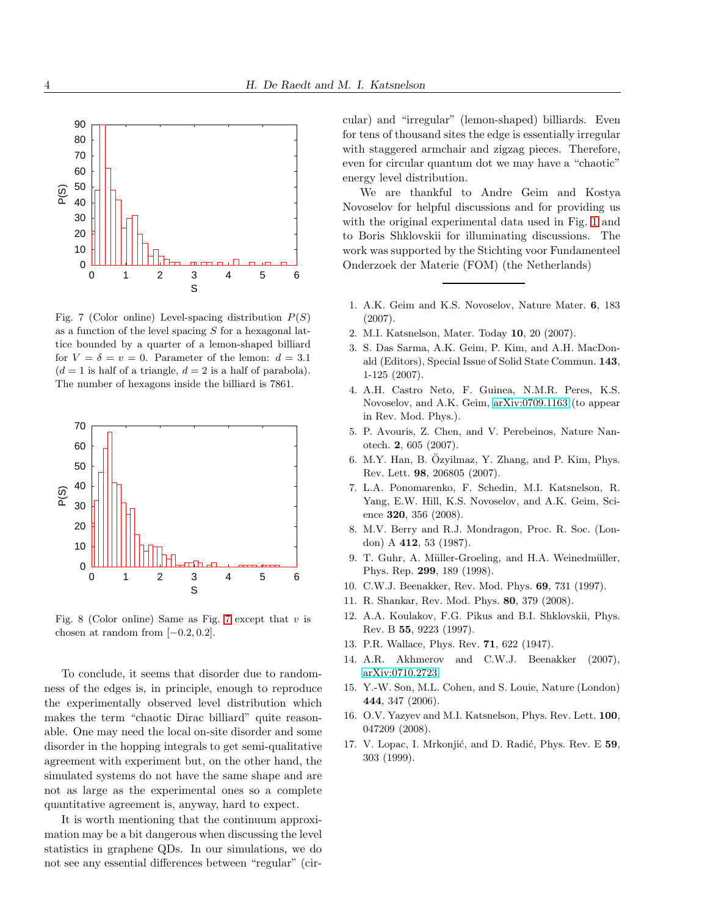90
80
70
60
50
40
30
20
10
0
P(S)
0 1 2 3 4 5 6
S

Fig. 7 (Color online) Level-spacing distribution $P(S)$ as a function of the level spacing $S$ for a hexagonal lattice bounded by a quarter of a lemon-shaped billiard for $V = \delta = v = 0$. Parameter of the lemon: $d = 3.1$ ($d = 1$ is half of a triangle, $d = 2$ is a half of parabola). The number of hexagons inside the billiard is 7861.

70
60
50
40
30
20
10
0
P(S)
0 1 2 3 4 5 6
S

Fig. 8 (Color online) Same as Fig. 7 except that $v$ is chosen at random from $[-0.2, 0.2]$.

To conclude, it seems that disorder due to randomness of the edges is, in principle, enough to reproduce the experimentally observed level distribution which makes the term "chaotic Dirac billiard" quite reasonable. One may need the local on-site disorder and some disorder in the hopping integrals to get semi-qualitative agreement with experiment but, on the other hand, the simulated systems do not have the same shape and are not as large as the experimental ones so a complete quantitative agreement is, anyway, hard to expect.

It is worth mentioning that the continuum approximation may be a bit dangerous when discussing the level statistics in graphene QDs. In our simulations, we do not see any essential differences between "regular" (circular) and "irregular" (lemon-shaped) billiards. Even for tens of thousand sites the edge is essentially irregular with staggered armchair and zigzag pieces. Therefore, even for circular quantum dot we may have a "chaotic" energy level distribution.

We are thankful to Andre Geim and Kostya Novoselov for helpful discussions and for providing us with the original experimental data used in Fig. 1 and to Boris Shklovskii for illuminating discussions. The work was supported by the Stichting voor Fundamenteel Onderzoek der Materie (FOM) (the Netherlands)

1. A.K. Geim and K.S. Novoselov, Nature Mater. **6**, 183 (2007).
2. M.I. Katsnelson, Mater. Today **10**, 20 (2007).
3. S. Das Sarma, A.K. Geim, P. Kim, and A.H. MacDonald (Editors), Special Issue of Solid State Commun. **143**, 1-125 (2007).
4. A.H. Castro Neto, F. Guinea, N.M.R. Peres, K.S. Novoselov, and A.K. Geim, arXiv:0709.1163 (to appear in Rev. Mod. Phys.).
5. P. Avouris, Z. Chen, and V. Perebeinos, Nature Nanotech. **2**, 605 (2007).
6. M.Y. Han, B. Özyilmaz, Y. Zhang, and P. Kim, Phys. Rev. Lett. **98**, 206805 (2007).
7. L.A. Ponomarenko, F. Schedin, M.I. Katsnelson, R. Yang, E.W. Hill, K.S. Novoselov, and A.K. Geim, Science **320**, 356 (2008).
8. M.V. Berry and R.J. Mondragon, Proc. R. Soc. (London) A **412**, 53 (1987).
9. T. Guhr, A. Müller-Groeling, and H.A. Weinedmüller, Phys. Rep. **299**, 189 (1998).
10. C.W.J. Beenakker, Rev. Mod. Phys. **69**, 731 (1997).
11. R. Shankar, Rev. Mod. Phys. **80**, 379 (2008).
12. A.A. Koulakov, F.G. Pikus and B.I. Shklovskii, Phys. Rev. B **55**, 9223 (1997).
13. P.R. Wallace, Phys. Rev. **71**, 622 (1947).
14. A.R. Akhmerov and C.W.J. Beenakker (2007), arXiv:0710.2723.
15. Y.-W. Son, M.L. Cohen, and S. Louie, Nature (London) **444**, 347 (2006).
16. O.V. Yazyev and M.I. Katsnelson, Phys. Rev. Lett. **100**, 047209 (2008).
17. V. Lopac, I. Mrkonjić, and D. Radić, Phys. Rev. E **59**, 303 (1999).